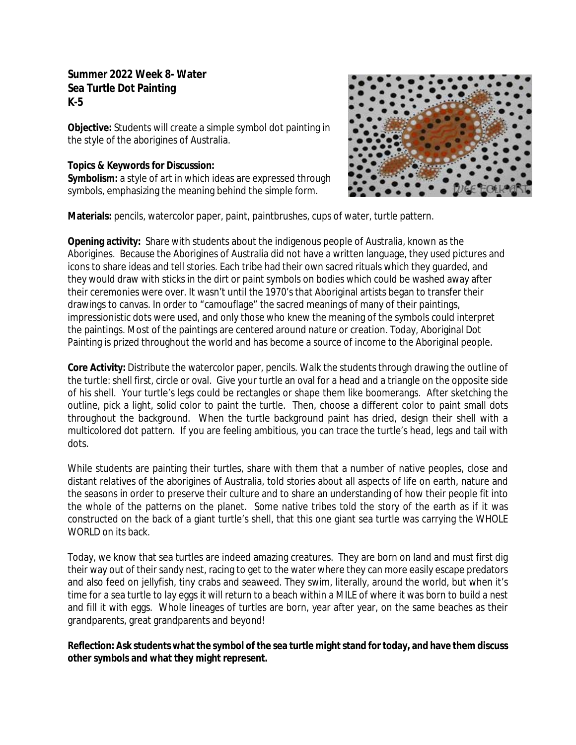**Summer 2022 Week 8- Water**
**Sea Turtle Dot Painting**
**K-5**

**Objective:** Students will create a simple symbol dot painting in the style of the aborigines of Australia.

**Topics & Keywords for Discussion:**
**Symbolism:** a style of art in which ideas are expressed through symbols, emphasizing the meaning behind the simple form.

**Materials:** pencils, watercolor paper, paint, paintbrushes, cups of water, turtle pattern.

**Opening activity:** Share with students about the indigenous people of Australia, known as the Aborigines. Because the Aborigines of Australia did not have a written language, they used pictures and icons to share ideas and tell stories. Each tribe had their own sacred rituals which they guarded, and they would draw with sticks in the dirt or paint symbols on bodies which could be washed away after their ceremonies were over. It wasn't until the 1970's that Aboriginal artists began to transfer their drawings to canvas. In order to "camouflage" the sacred meanings of many of their paintings, impressionistic dots were used, and only those who knew the meaning of the symbols could interpret the paintings. Most of the paintings are centered around nature or creation. Today, Aboriginal Dot Painting is prized throughout the world and has become a source of income to the Aboriginal people.

**Core Activity:** Distribute the watercolor paper, pencils. Walk the students through drawing the outline of the turtle: shell first, circle or oval. Give your turtle an oval for a head and a triangle on the opposite side of his shell. Your turtle's legs could be rectangles or shape them like boomerangs. After sketching the outline, pick a light, solid color to paint the turtle. Then, choose a different color to paint small dots throughout the background. When the turtle background paint has dried, design their shell with a multicolored dot pattern. If you are feeling ambitious, you can trace the turtle's head, legs and tail with dots.

While students are painting their turtles, share with them that a number of native peoples, close and distant relatives of the aborigines of Australia, told stories about all aspects of life on earth, nature and the seasons in order to preserve their culture and to share an understanding of how their people fit into the whole of the patterns on the planet. Some native tribes told the story of the earth as if it was constructed on the back of a giant turtle's shell, that this one giant sea turtle was carrying the WHOLE WORLD on its back.

Today, we know that sea turtles are indeed amazing creatures. They are born on land and must first dig their way out of their sandy nest, racing to get to the water where they can more easily escape predators and also feed on jellyfish, tiny crabs and seaweed. They swim, literally, around the world, but when it's time for a sea turtle to lay eggs it will return to a beach within a MILE of where it was born to build a nest and fill it with eggs. Whole lineages of turtles are born, year after year, on the same beaches as their grandparents, great grandparents and beyond!

**Reflection: Ask students what the symbol of the sea turtle might stand for today, and have them discuss other symbols and what they might represent.**